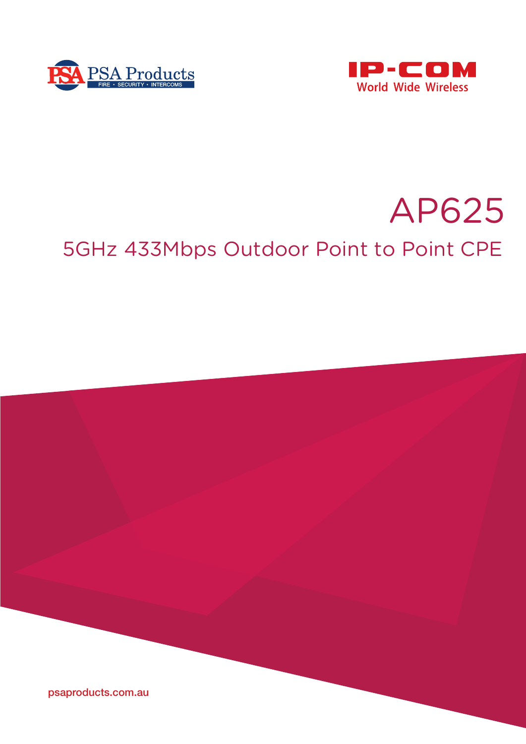PSA Products

FIRE • SECURITY • INTERCOMS

IP-COM

World Wide Wireless

# AP625

## 5GHz 433Mbps Outdoor Point to Point CPE

psaproducts.com.au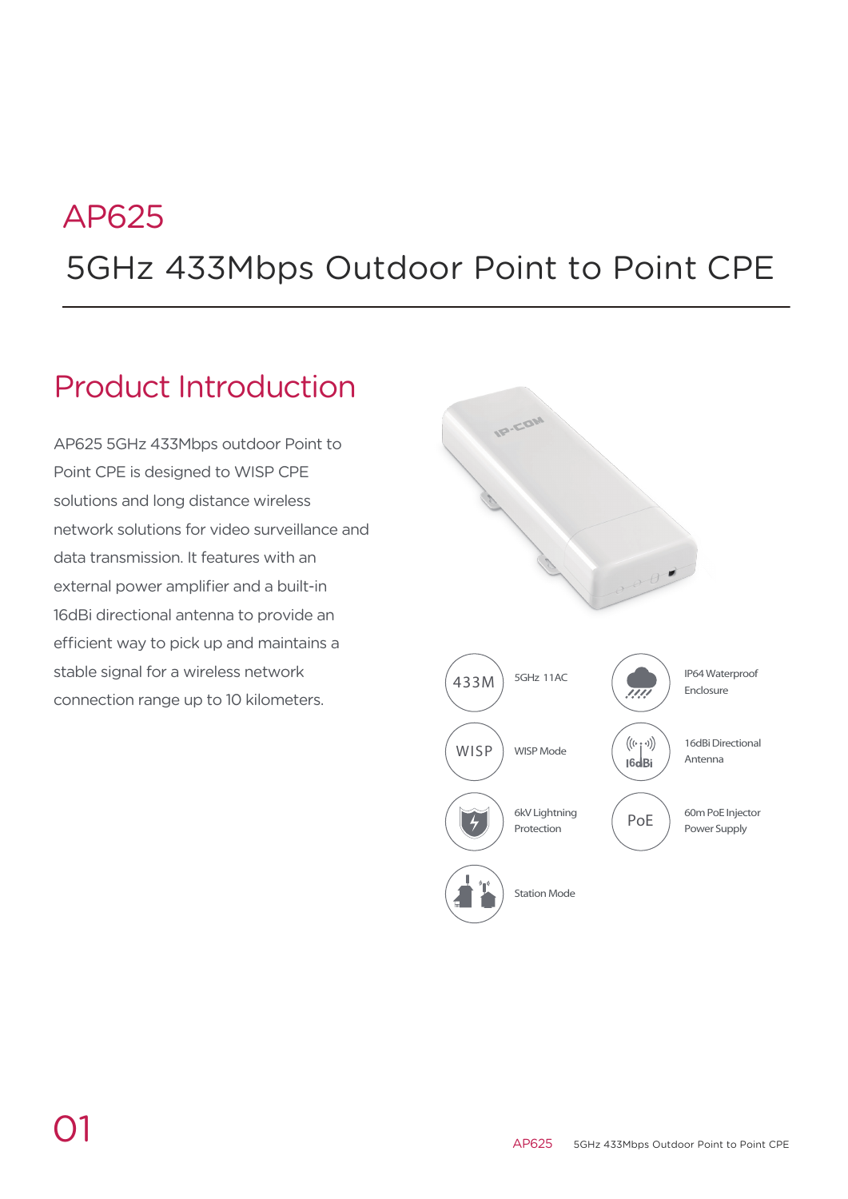# AP625

## 5GHz 433Mbps Outdoor Point to Point CPE

## Product Introduction

AP625 5GHz 433Mbps outdoor Point to Point CPE is designed to WISP CPE solutions and long distance wireless network solutions for video surveillance and data transmission. It features with an external power amplifier and a built-in 16dBi directional antenna to provide an efficient way to pick up and maintains a stable signal for a wireless network connection range up to 10 kilometers.

- 433M — 5GHz 11AC
- IP64 Waterproof Enclosure
- WISP — WISP Mode
- 16dBi Directional Antenna
- 6kV Lightning Protection
- PoE — 60m PoE Injector Power Supply
- Station Mode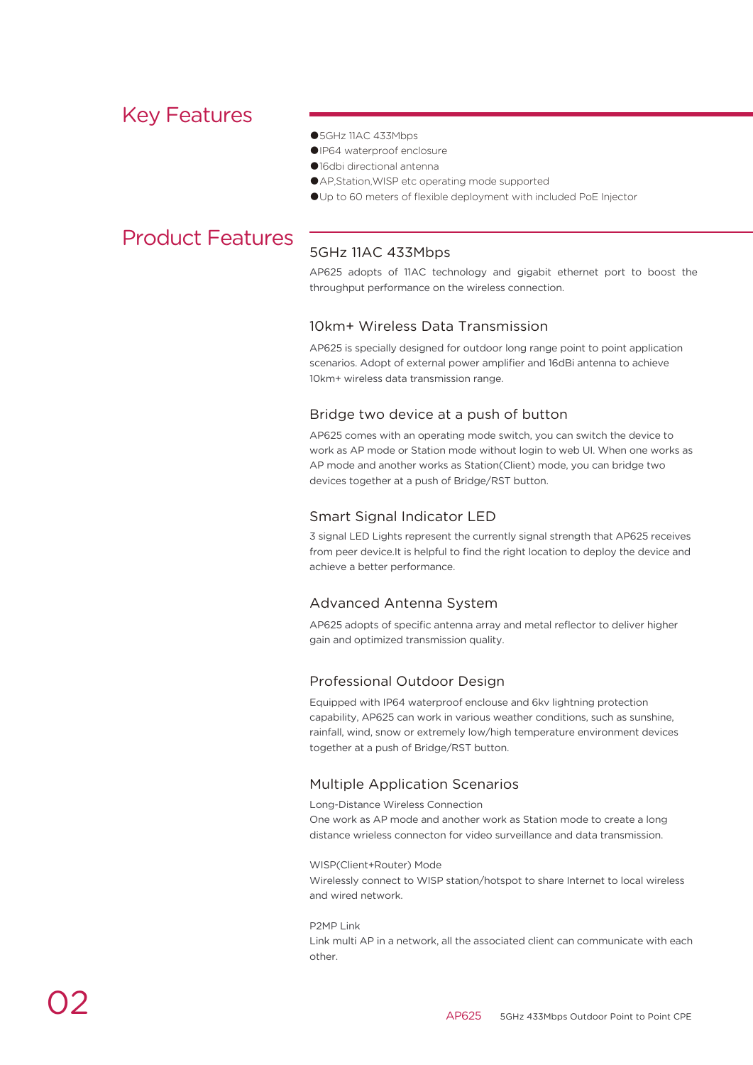## Key Features

- 5GHz 11AC 433Mbps
- IP64 waterproof enclosure
- 16dbi directional antenna
- AP,Station,WISP etc operating mode supported
- Up to 60 meters of flexible deployment with included PoE Injector

## Product Features

### 5GHz 11AC 433Mbps

AP625 adopts of 11AC technology and gigabit ethernet port to boost the throughput performance on the wireless connection.

### 10km+ Wireless Data Transmission

AP625 is specially designed for outdoor long range point to point application scenarios. Adopt of external power amplifier and 16dBi antenna to achieve 10km+ wireless data transmission range.

### Bridge two device at a push of button

AP625 comes with an operating mode switch, you can switch the device to work as AP mode or Station mode without login to web UI. When one works as AP mode and another works as Station(Client) mode, you can bridge two devices together at a push of Bridge/RST button.

### Smart Signal Indicator LED

3 signal LED Lights represent the currently signal strength that AP625 receives from peer device.It is helpful to find the right location to deploy the device and achieve a better performance.

### Advanced Antenna System

AP625 adopts of specific antenna array and metal reflector to deliver higher gain and optimized transmission quality.

### Professional Outdoor Design

Equipped with IP64 waterproof enclouse and 6kv lightning protection capability, AP625 can work in various weather conditions, such as sunshine, rainfall, wind, snow or extremely low/high temperature environment devices together at a push of Bridge/RST button.

### Multiple Application Scenarios

Long-Distance Wireless Connection
One work as AP mode and another work as Station mode to create a long distance wrieless connecton for video surveillance and data transmission.

WISP(Client+Router) Mode
Wirelessly connect to WISP station/hotspot to share Internet to local wireless and wired network.

P2MP Link
Link multi AP in a network, all the associated client can communicate with each other.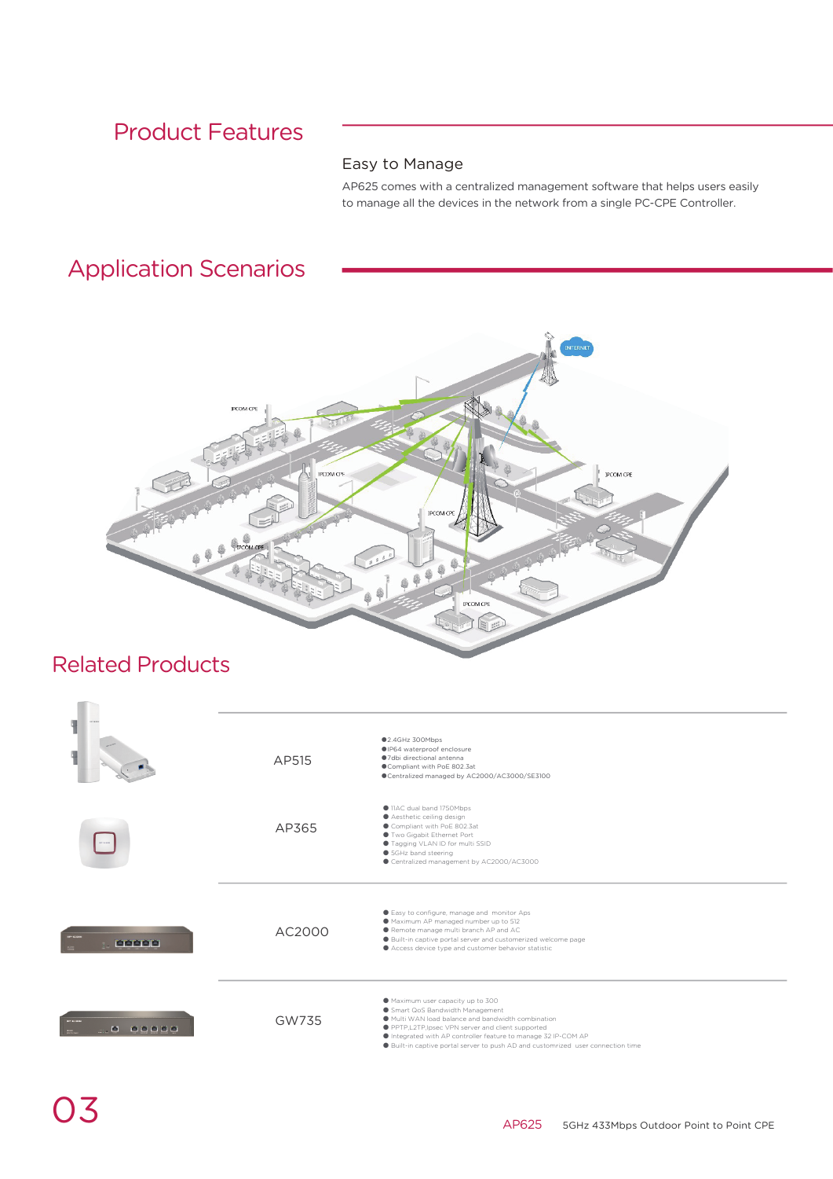## Product Features

### Easy to Manage

AP625 comes with a centralized management software that helps users easily to manage all the devices in the network from a single PC-CPE Controller.

## Application Scenarios

## Related Products

| Product | Features |
| --- | --- |
| AP515 | ●2.4GHz 300Mbps<br>●IP64 waterproof enclosure<br>●7dbi directional antenna<br>●Compliant with PoE 802.3at<br>●Centralized managed by AC2000/AC3000/SE3100 |
| AP365 | ● 11AC dual band 1750Mbps<br>● Aesthetic ceiling design<br>● Compliant with PoE 802.3at<br>● Two Gigabit Ethernet Port<br>● Tagging VLAN ID for multi SSID<br>● 5GHz band steering<br>● Centralized management by AC2000/AC3000 |
| AC2000 | ● Easy to configure, manage and monitor Aps<br>● Maximum AP managed number up to 512<br>● Remote manage multi branch AP and AC<br>● Built-in captive portal server and customerized welcome page<br>● Access device type and customer behavior statistic |
| GW735 | ● Maximum user capacity up to 300<br>● Smart QoS Bandwidth Management<br>● Multi WAN load balance and bandwidth combination<br>● PPTP,L2TP,Ipsec VPN server and client supported<br>● Integrated with AP controller feature to manage 32 IP-COM AP<br>● Built-in captive portal server to push AD and customrized user connection time |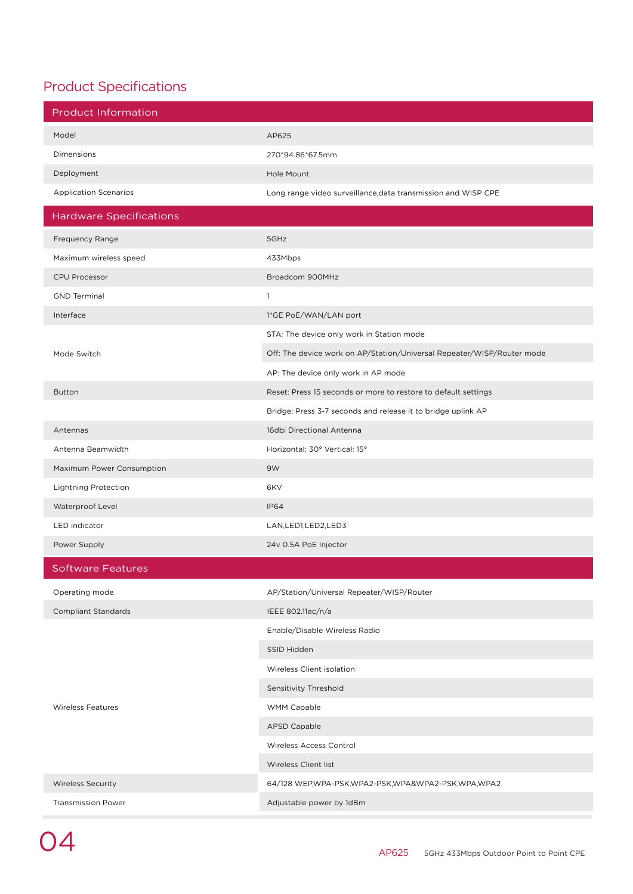## Product Specifications

| Product Information | |
|---|---|
| Model | AP625 |
| Dimensions | 270*94.86*67.5mm |
| Deployment | Hole Mount |
| Application Scenarios | Long range video surveillance,data transmission and WISP CPE |

| Hardware Specifications | |
|---|---|
| Frequency Range | 5GHz |
| Maximum wireless speed | 433Mbps |
| CPU Processor | Broadcom 900MHz |
| GND Terminal | 1 |
| Interface | 1*GE PoE/WAN/LAN port |
| Mode Switch | STA: The device only work in Station mode |
| | Off: The device work on AP/Station/Universal Repeater/WISP/Router mode |
| | AP: The device only work in AP mode |
| Button | Reset: Press 15 seconds or more to restore to default settings |
| | Bridge: Press 3-7 seconds and release it to bridge uplink AP |
| Antennas | 16dbi Directional Antenna |
| Antenna Beamwidth | Horizontal: 30° Vertical: 15° |
| Maximum Power Consumption | 9W |
| Lightning Protection | 6KV |
| Waterproof Level | IP64 |
| LED indicator | LAN,LED1,LED2,LED3 |
| Power Supply | 24v 0.5A PoE Injector |

| Software Features | |
|---|---|
| Operating mode | AP/Station/Universal Repeater/WISP/Router |
| Compliant Standards | IEEE 802.11ac/n/a |
| Wireless Features | Enable/Disable Wireless Radio |
| | SSID Hidden |
| | Wireless Client isolation |
| | Sensitivity Threshold |
| | WMM Capable |
| | APSD Capable |
| | Wireless Access Control |
| | Wireless Client list |
| Wireless Security | 64/128 WEP,WPA-PSK,WPA2-PSK,WPA&WPA2-PSK,WPA,WPA2 |
| Transmission Power | Adjustable power by 1dBm |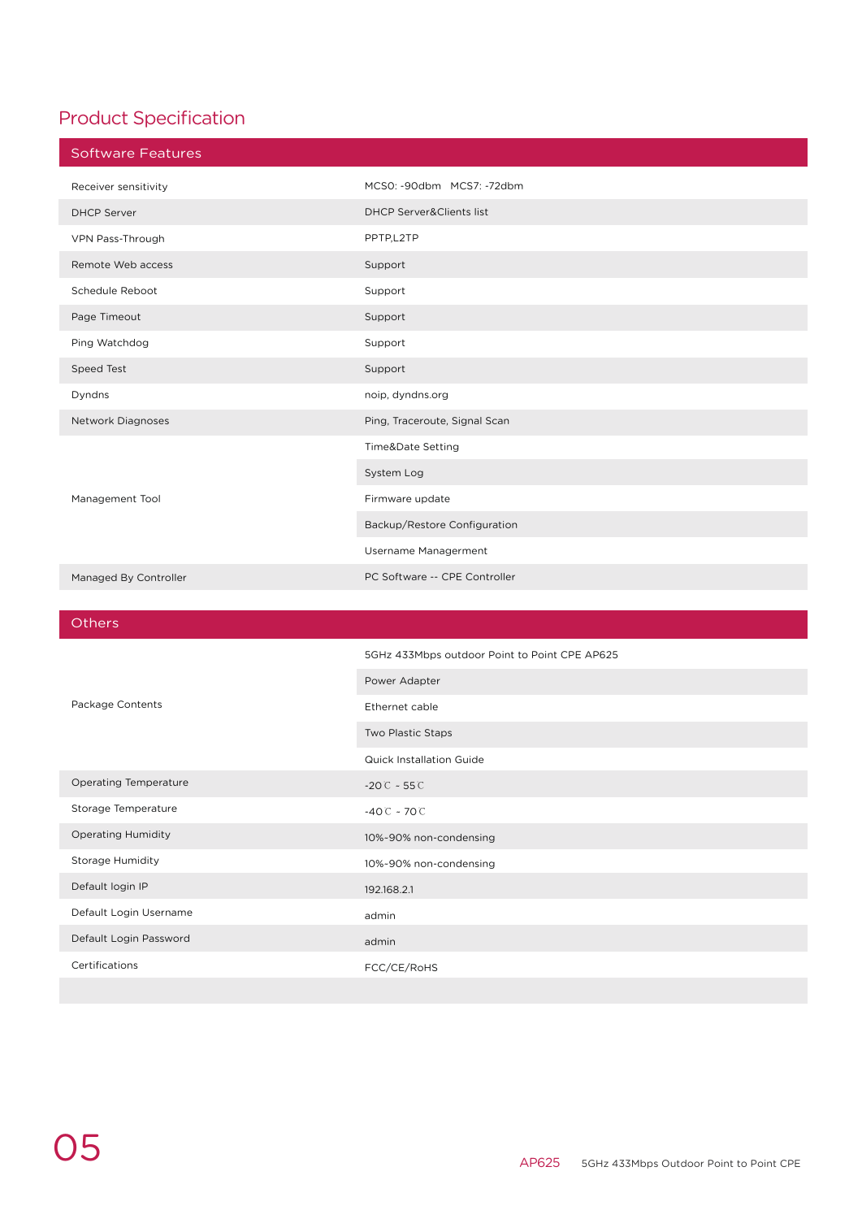## Product Specification

| Software Features | |
|---|---|
| Receiver sensitivity | MCS0: -90dbm MCS7: -72dbm |
| DHCP Server | DHCP Server&Clients list |
| VPN Pass-Through | PPTP,L2TP |
| Remote Web access | Support |
| Schedule Reboot | Support |
| Page Timeout | Support |
| Ping Watchdog | Support |
| Speed Test | Support |
| Dyndns | noip, dyndns.org |
| Network Diagnoses | Ping, Traceroute, Signal Scan |
| Management Tool | Time&Date Setting |
| | System Log |
| | Firmware update |
| | Backup/Restore Configuration |
| | Username Managerment |
| Managed By Controller | PC Software -- CPE Controller |

| Others | |
|---|---|
| Package Contents | 5GHz 433Mbps outdoor Point to Point CPE AP625 |
| | Power Adapter |
| | Ethernet cable |
| | Two Plastic Staps |
| | Quick Installation Guide |
| Operating Temperature | -20℃ - 55℃ |
| Storage Temperature | -40℃ - 70℃ |
| Operating Humidity | 10%-90% non-condensing |
| Storage Humidity | 10%-90% non-condensing |
| Default login IP | 192.168.2.1 |
| Default Login Username | admin |
| Default Login Password | admin |
| Certifications | FCC/CE/RoHS |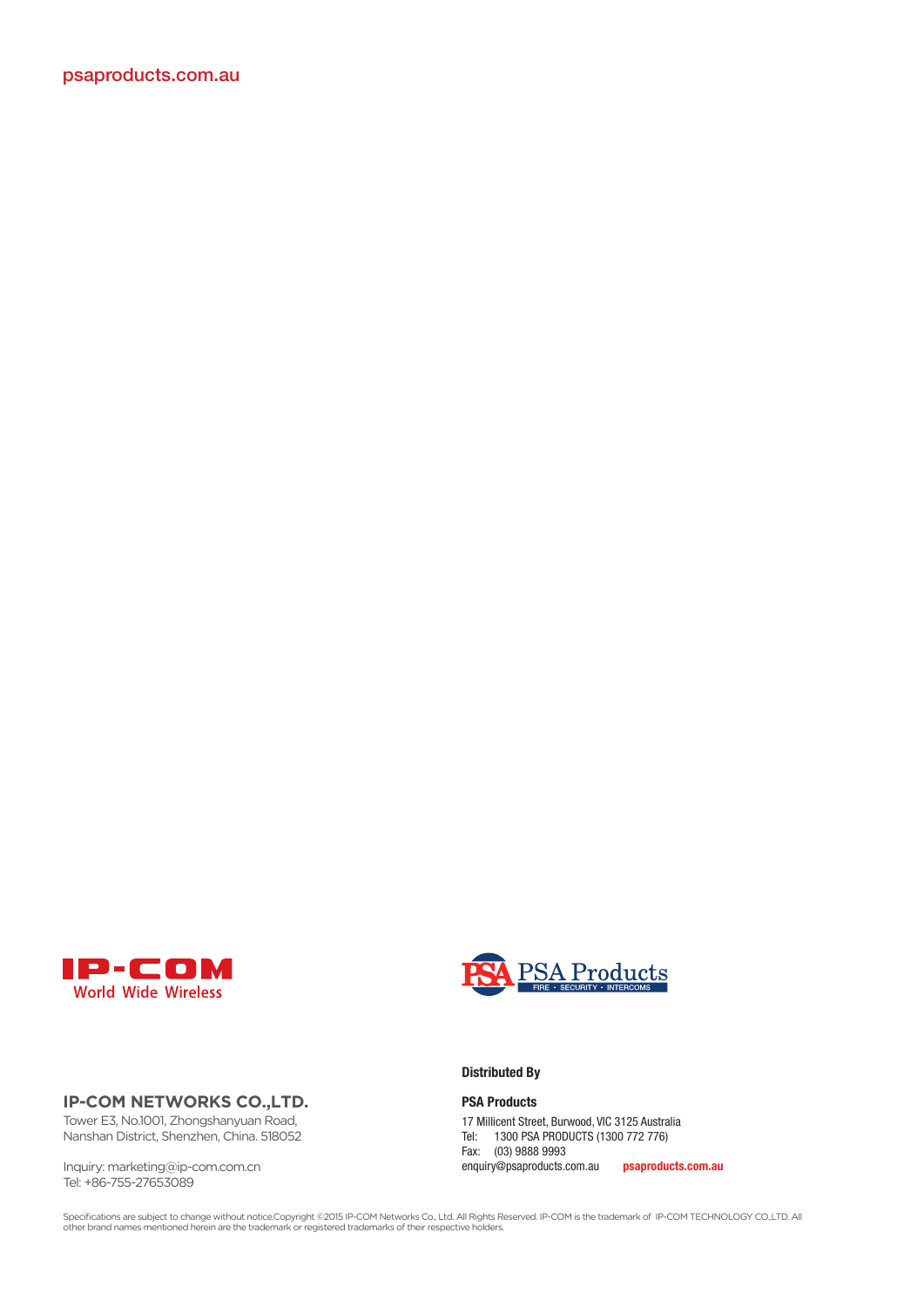psaproducts.com.au

IP-COM
World Wide Wireless

PSA Products
FIRE · SECURITY · INTERCOMS

**IP-COM NETWORKS CO.,LTD.**
Tower E3, No.1001, Zhongshanyuan Road,
Nanshan District, Shenzhen, China. 518052

Inquiry: marketing@ip-com.com.cn
Tel: +86-755-27653089

**Distributed By**

**PSA Products**
17 Millicent Street, Burwood, VIC 3125 Australia
Tel: 1300 PSA PRODUCTS (1300 772 776)
Fax: (03) 9888 9993
enquiry@psaproducts.com.au **psaproducts.com.au**

Specifications are subject to change without notice.Copyright ©2015 IP-COM Networks Co., Ltd. All Rights Reserved. IP-COM is the trademark of IP-COM TECHNOLOGY CO.,LTD. All other brand names mentioned herein are the trademark or registered trademarks of their respective holders.